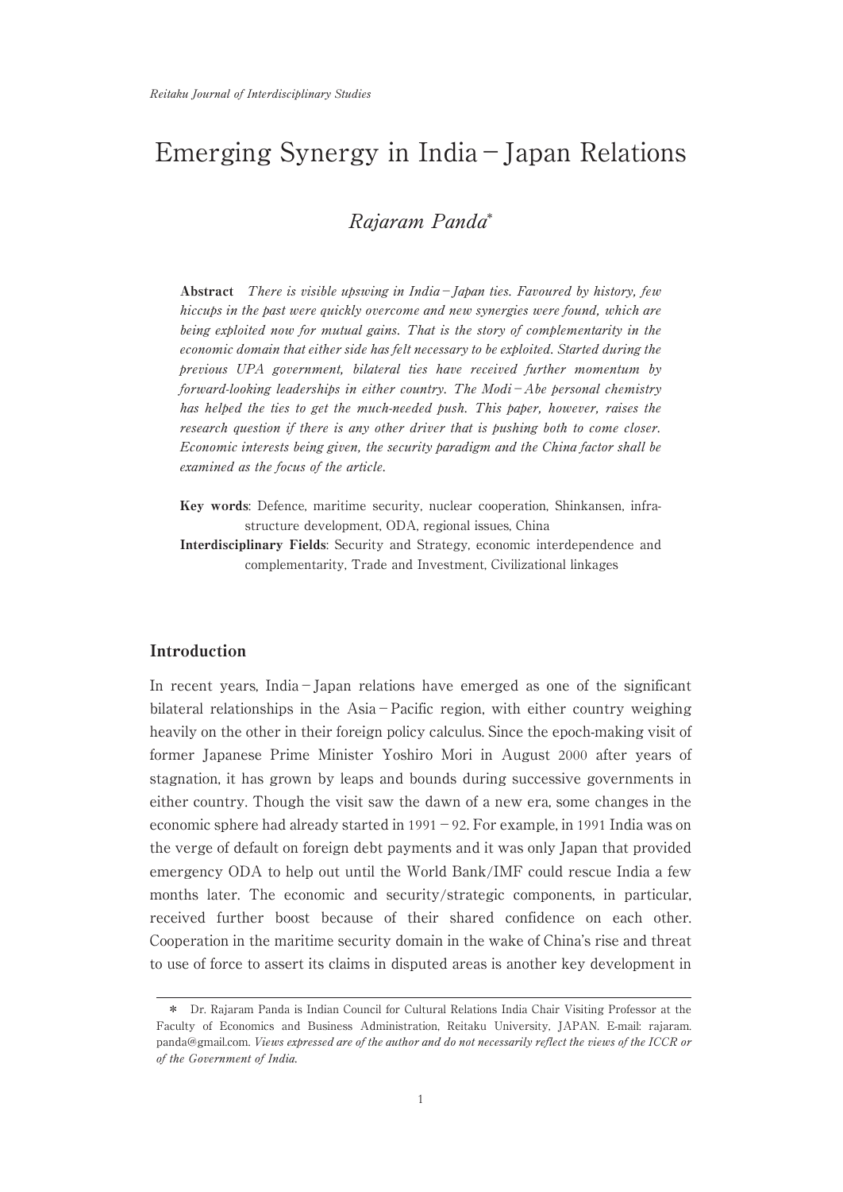# Emerging Synergy in India – Japan Relations

*Rajaram Panda*[*]

**Abstract** *There is visible upswing in India – Japan ties. Favoured by history, few hiccups in the past were quickly overcome and new synergies were found, which are being exploited now for mutual gains. That is the story of complementarity in the economic domain that either side has felt necessary to be exploited. Started during the previous UPA government, bilateral ties have received further momentum by forward-looking leaderships in either country. The Modi – Abe personal chemistry has helped the ties to get the much-needed push. This paper, however, raises the research question if there is any other driver that is pushing both to come closer. Economic interests being given, the security paradigm and the China factor shall be examined as the focus of the article.*

**Key words**: Defence, maritime security, nuclear cooperation, Shinkansen, infrastructure development, ODA, regional issues, China

**Interdisciplinary Fields**: Security and Strategy, economic interdependence and complementarity, Trade and Investment, Civilizational linkages

## Introduction

In recent years, India – Japan relations have emerged as one of the significant bilateral relationships in the Asia – Pacific region, with either country weighing heavily on the other in their foreign policy calculus. Since the epoch-making visit of former Japanese Prime Minister Yoshiro Mori in August 2000 after years of stagnation, it has grown by leaps and bounds during successive governments in either country. Though the visit saw the dawn of a new era, some changes in the economic sphere had already started in 1991 – 92. For example, in 1991 India was on the verge of default on foreign debt payments and it was only Japan that provided emergency ODA to help out until the World Bank/IMF could rescue India a few months later. The economic and security/strategic components, in particular, received further boost because of their shared confidence on each other. Cooperation in the maritime security domain in the wake of China's rise and threat to use of force to assert its claims in disputed areas is another key development in

---

[*] Dr. Rajaram Panda is Indian Council for Cultural Relations India Chair Visiting Professor at the Faculty of Economics and Business Administration, Reitaku University, JAPAN. E-mail: rajaram.panda@gmail.com. *Views expressed are of the author and do not necessarily reflect the views of the ICCR or of the Government of India.*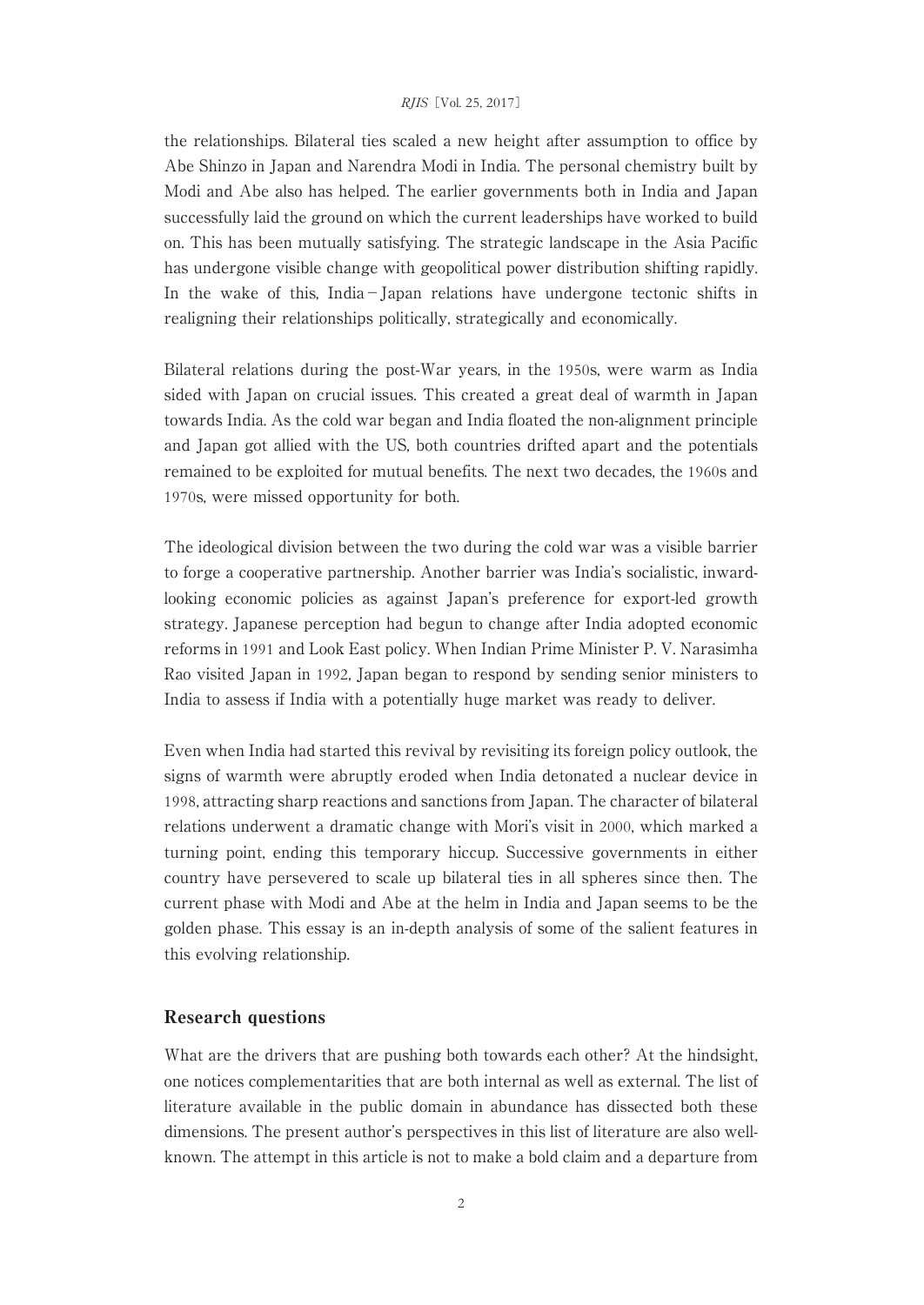the relationships. Bilateral ties scaled a new height after assumption to office by Abe Shinzo in Japan and Narendra Modi in India. The personal chemistry built by Modi and Abe also has helped. The earlier governments both in India and Japan successfully laid the ground on which the current leaderships have worked to build on. This has been mutually satisfying. The strategic landscape in the Asia Pacific has undergone visible change with geopolitical power distribution shifting rapidly. In the wake of this, India–Japan relations have undergone tectonic shifts in realigning their relationships politically, strategically and economically.

Bilateral relations during the post-War years, in the 1950s, were warm as India sided with Japan on crucial issues. This created a great deal of warmth in Japan towards India. As the cold war began and India floated the non-alignment principle and Japan got allied with the US, both countries drifted apart and the potentials remained to be exploited for mutual benefits. The next two decades, the 1960s and 1970s, were missed opportunity for both.

The ideological division between the two during the cold war was a visible barrier to forge a cooperative partnership. Another barrier was India's socialistic, inward-looking economic policies as against Japan's preference for export-led growth strategy. Japanese perception had begun to change after India adopted economic reforms in 1991 and Look East policy. When Indian Prime Minister P. V. Narasimha Rao visited Japan in 1992, Japan began to respond by sending senior ministers to India to assess if India with a potentially huge market was ready to deliver.

Even when India had started this revival by revisiting its foreign policy outlook, the signs of warmth were abruptly eroded when India detonated a nuclear device in 1998, attracting sharp reactions and sanctions from Japan. The character of bilateral relations underwent a dramatic change with Mori's visit in 2000, which marked a turning point, ending this temporary hiccup. Successive governments in either country have persevered to scale up bilateral ties in all spheres since then. The current phase with Modi and Abe at the helm in India and Japan seems to be the golden phase. This essay is an in-depth analysis of some of the salient features in this evolving relationship.

## Research questions

What are the drivers that are pushing both towards each other? At the hindsight, one notices complementarities that are both internal as well as external. The list of literature available in the public domain in abundance has dissected both these dimensions. The present author's perspectives in this list of literature are also well-known. The attempt in this article is not to make a bold claim and a departure from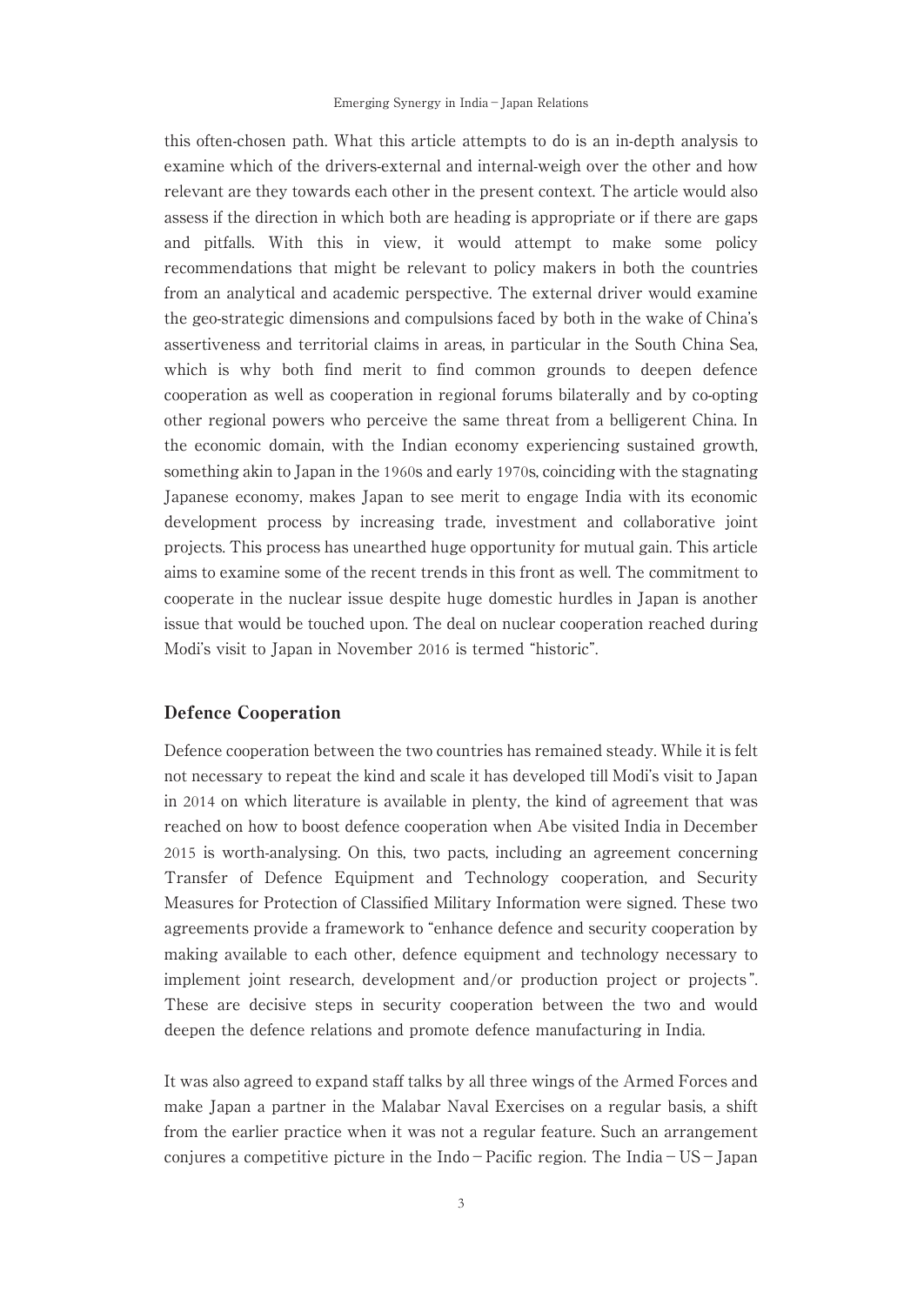this often-chosen path. What this article attempts to do is an in-depth analysis to examine which of the drivers-external and internal-weigh over the other and how relevant are they towards each other in the present context. The article would also assess if the direction in which both are heading is appropriate or if there are gaps and pitfalls. With this in view, it would attempt to make some policy recommendations that might be relevant to policy makers in both the countries from an analytical and academic perspective. The external driver would examine the geo-strategic dimensions and compulsions faced by both in the wake of China's assertiveness and territorial claims in areas, in particular in the South China Sea, which is why both find merit to find common grounds to deepen defence cooperation as well as cooperation in regional forums bilaterally and by co-opting other regional powers who perceive the same threat from a belligerent China. In the economic domain, with the Indian economy experiencing sustained growth, something akin to Japan in the 1960s and early 1970s, coinciding with the stagnating Japanese economy, makes Japan to see merit to engage India with its economic development process by increasing trade, investment and collaborative joint projects. This process has unearthed huge opportunity for mutual gain. This article aims to examine some of the recent trends in this front as well. The commitment to cooperate in the nuclear issue despite huge domestic hurdles in Japan is another issue that would be touched upon. The deal on nuclear cooperation reached during Modi's visit to Japan in November 2016 is termed "historic".

## Defence Cooperation

Defence cooperation between the two countries has remained steady. While it is felt not necessary to repeat the kind and scale it has developed till Modi's visit to Japan in 2014 on which literature is available in plenty, the kind of agreement that was reached on how to boost defence cooperation when Abe visited India in December 2015 is worth-analysing. On this, two pacts, including an agreement concerning Transfer of Defence Equipment and Technology cooperation, and Security Measures for Protection of Classified Military Information were signed. These two agreements provide a framework to "enhance defence and security cooperation by making available to each other, defence equipment and technology necessary to implement joint research, development and/or production project or projects". These are decisive steps in security cooperation between the two and would deepen the defence relations and promote defence manufacturing in India.

It was also agreed to expand staff talks by all three wings of the Armed Forces and make Japan a partner in the Malabar Naval Exercises on a regular basis, a shift from the earlier practice when it was not a regular feature. Such an arrangement conjures a competitive picture in the Indo–Pacific region. The India–US–Japan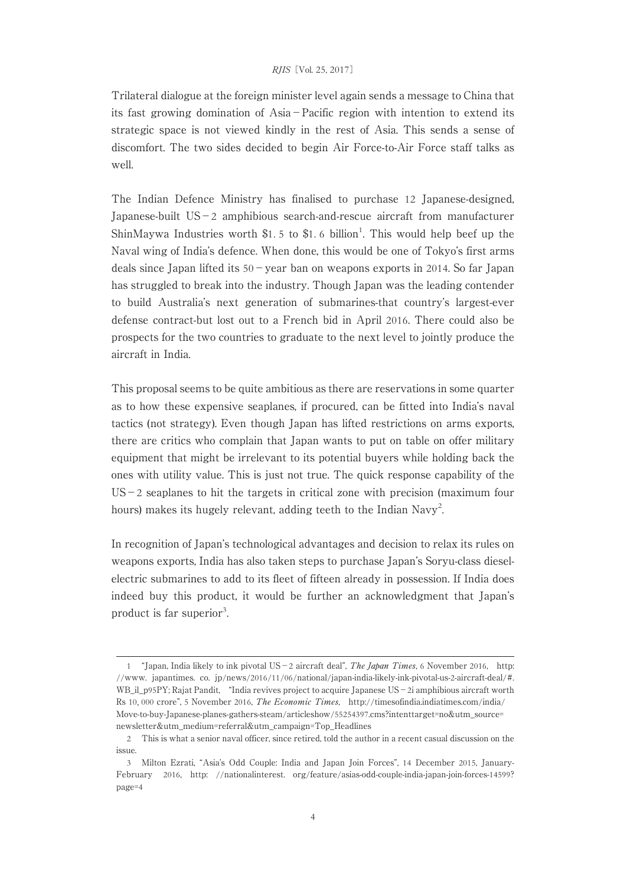Trilateral dialogue at the foreign minister level again sends a message to China that its fast growing domination of Asia－Pacific region with intention to extend its strategic space is not viewed kindly in the rest of Asia. This sends a sense of discomfort. The two sides decided to begin Air Force-to-Air Force staff talks as well.

The Indian Defence Ministry has finalised to purchase 12 Japanese-designed, Japanese-built US－2 amphibious search-and-rescue aircraft from manufacturer ShinMaywa Industries worth $1. 5 to $1. 6 billion[1]. This would help beef up the Naval wing of India's defence. When done, this would be one of Tokyo's first arms deals since Japan lifted its 50－year ban on weapons exports in 2014. So far Japan has struggled to break into the industry. Though Japan was the leading contender to build Australia's next generation of submarines-that country's largest-ever defense contract-but lost out to a French bid in April 2016. There could also be prospects for the two countries to graduate to the next level to jointly produce the aircraft in India.

This proposal seems to be quite ambitious as there are reservations in some quarter as to how these expensive seaplanes, if procured, can be fitted into India's naval tactics (not strategy). Even though Japan has lifted restrictions on arms exports, there are critics who complain that Japan wants to put on table on offer military equipment that might be irrelevant to its potential buyers while holding back the ones with utility value. This is just not true. The quick response capability of the US－2 seaplanes to hit the targets in critical zone with precision (maximum four hours) makes its hugely relevant, adding teeth to the Indian Navy[2].

In recognition of Japan's technological advantages and decision to relax its rules on weapons exports, India has also taken steps to purchase Japan's Soryu-class diesel-electric submarines to add to its fleet of fifteen already in possession. If India does indeed buy this product, it would be further an acknowledgment that Japan's product is far superior[3].

---

1 "Japan, India likely to ink pivotal US－2 aircraft deal", *The Japan Times*, 6 November 2016, http://www. japantimes. co. jp/news/2016/11/06/national/japan-india-likely-ink-pivotal-us-2-aircraft-deal/#.WB_il_p95PY; Rajat Pandit, "India revives project to acquire Japanese US－2i amphibious aircraft worth Rs 10, 000 crore", 5 November 2016, *The Economic Times*, http://timesofindia.indiatimes.com/india/Move-to-buy-Japanese-planes-gathers-steam/articleshow/55254397.cms?intenttarget=no&utm_source=newsletter&utm_medium=referral&utm_campaign=Top_Headlines

2 This is what a senior naval officer, since retired, told the author in a recent casual discussion on the issue.

3 Milton Ezrati, "Asia's Odd Couple: India and Japan Join Forces", 14 December 2015, January-February 2016, http: //nationalinterest. org/feature/asias-odd-couple-india-japan-join-forces-14599?page=4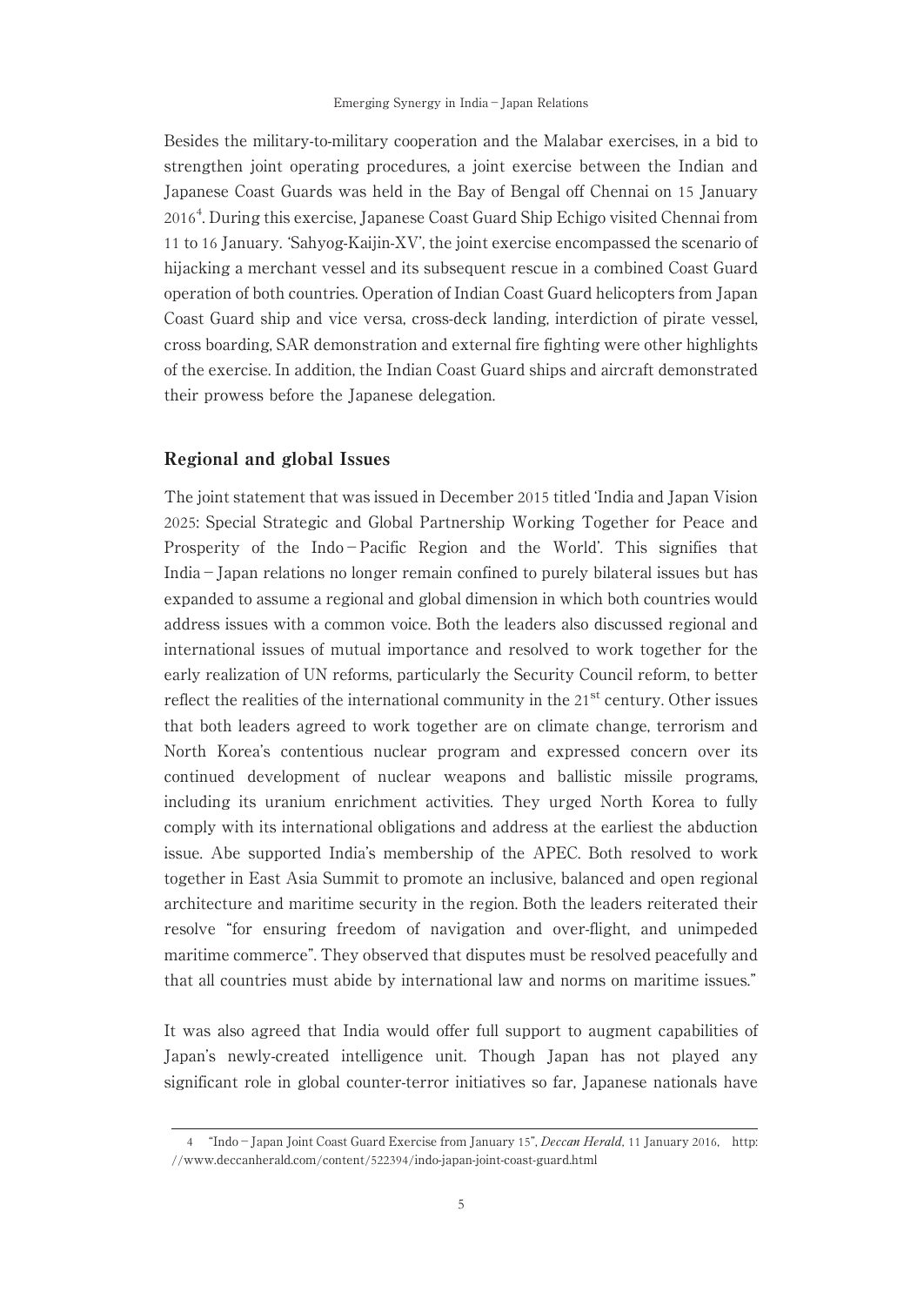Besides the military-to-military cooperation and the Malabar exercises, in a bid to strengthen joint operating procedures, a joint exercise between the Indian and Japanese Coast Guards was held in the Bay of Bengal off Chennai on 15 January 2016[4]. During this exercise, Japanese Coast Guard Ship Echigo visited Chennai from 11 to 16 January. 'Sahyog-Kaijin-XV', the joint exercise encompassed the scenario of hijacking a merchant vessel and its subsequent rescue in a combined Coast Guard operation of both countries. Operation of Indian Coast Guard helicopters from Japan Coast Guard ship and vice versa, cross-deck landing, interdiction of pirate vessel, cross boarding, SAR demonstration and external fire fighting were other highlights of the exercise. In addition, the Indian Coast Guard ships and aircraft demonstrated their prowess before the Japanese delegation.

## Regional and global Issues

The joint statement that was issued in December 2015 titled 'India and Japan Vision 2025: Special Strategic and Global Partnership Working Together for Peace and Prosperity of the Indo－Pacific Region and the World'. This signifies that India－Japan relations no longer remain confined to purely bilateral issues but has expanded to assume a regional and global dimension in which both countries would address issues with a common voice. Both the leaders also discussed regional and international issues of mutual importance and resolved to work together for the early realization of UN reforms, particularly the Security Council reform, to better reflect the realities of the international community in the 21st century. Other issues that both leaders agreed to work together are on climate change, terrorism and North Korea's contentious nuclear program and expressed concern over its continued development of nuclear weapons and ballistic missile programs, including its uranium enrichment activities. They urged North Korea to fully comply with its international obligations and address at the earliest the abduction issue. Abe supported India's membership of the APEC. Both resolved to work together in East Asia Summit to promote an inclusive, balanced and open regional architecture and maritime security in the region. Both the leaders reiterated their resolve "for ensuring freedom of navigation and over-flight, and unimpeded maritime commerce". They observed that disputes must be resolved peacefully and that all countries must abide by international law and norms on maritime issues."

It was also agreed that India would offer full support to augment capabilities of Japan's newly-created intelligence unit. Though Japan has not played any significant role in global counter-terror initiatives so far, Japanese nationals have

---

4 "Indo－Japan Joint Coast Guard Exercise from January 15", *Deccan Herald*, 11 January 2016, http://www.deccanherald.com/content/522394/indo-japan-joint-coast-guard.html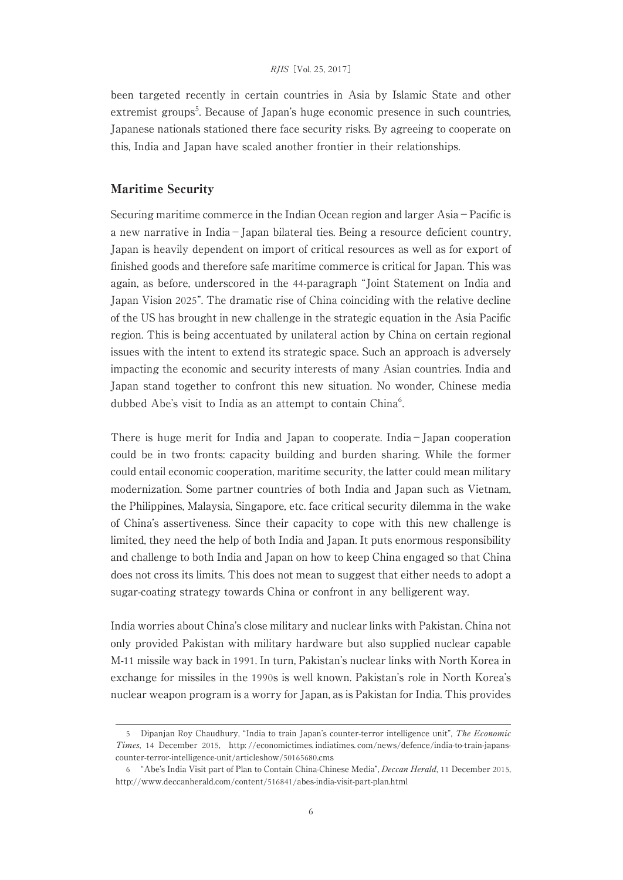been targeted recently in certain countries in Asia by Islamic State and other extremist groups[5]. Because of Japan's huge economic presence in such countries, Japanese nationals stationed there face security risks. By agreeing to cooperate on this, India and Japan have scaled another frontier in their relationships.

## Maritime Security

Securing maritime commerce in the Indian Ocean region and larger Asia－Pacific is a new narrative in India－Japan bilateral ties. Being a resource deficient country, Japan is heavily dependent on import of critical resources as well as for export of finished goods and therefore safe maritime commerce is critical for Japan. This was again, as before, underscored in the 44-paragraph "Joint Statement on India and Japan Vision 2025". The dramatic rise of China coinciding with the relative decline of the US has brought in new challenge in the strategic equation in the Asia Pacific region. This is being accentuated by unilateral action by China on certain regional issues with the intent to extend its strategic space. Such an approach is adversely impacting the economic and security interests of many Asian countries. India and Japan stand together to confront this new situation. No wonder, Chinese media dubbed Abe's visit to India as an attempt to contain China[6].

There is huge merit for India and Japan to cooperate. India－Japan cooperation could be in two fronts: capacity building and burden sharing. While the former could entail economic cooperation, maritime security, the latter could mean military modernization. Some partner countries of both India and Japan such as Vietnam, the Philippines, Malaysia, Singapore, etc. face critical security dilemma in the wake of China's assertiveness. Since their capacity to cope with this new challenge is limited, they need the help of both India and Japan. It puts enormous responsibility and challenge to both India and Japan on how to keep China engaged so that China does not cross its limits. This does not mean to suggest that either needs to adopt a sugar-coating strategy towards China or confront in any belligerent way.

India worries about China's close military and nuclear links with Pakistan. China not only provided Pakistan with military hardware but also supplied nuclear capable M-11 missile way back in 1991. In turn, Pakistan's nuclear links with North Korea in exchange for missiles in the 1990s is well known. Pakistan's role in North Korea's nuclear weapon program is a worry for Japan, as is Pakistan for India. This provides

---

5 Dipanjan Roy Chaudhury, "India to train Japan's counter-terror intelligence unit", *The Economic Times*, 14 December 2015, http://economictimes.indiatimes.com/news/defence/india-to-train-japans-counter-terror-intelligence-unit/articleshow/50165680.cms

6 "Abe's India Visit part of Plan to Contain China-Chinese Media", *Deccan Herald*, 11 December 2015, http://www.deccanherald.com/content/516841/abes-india-visit-part-plan.html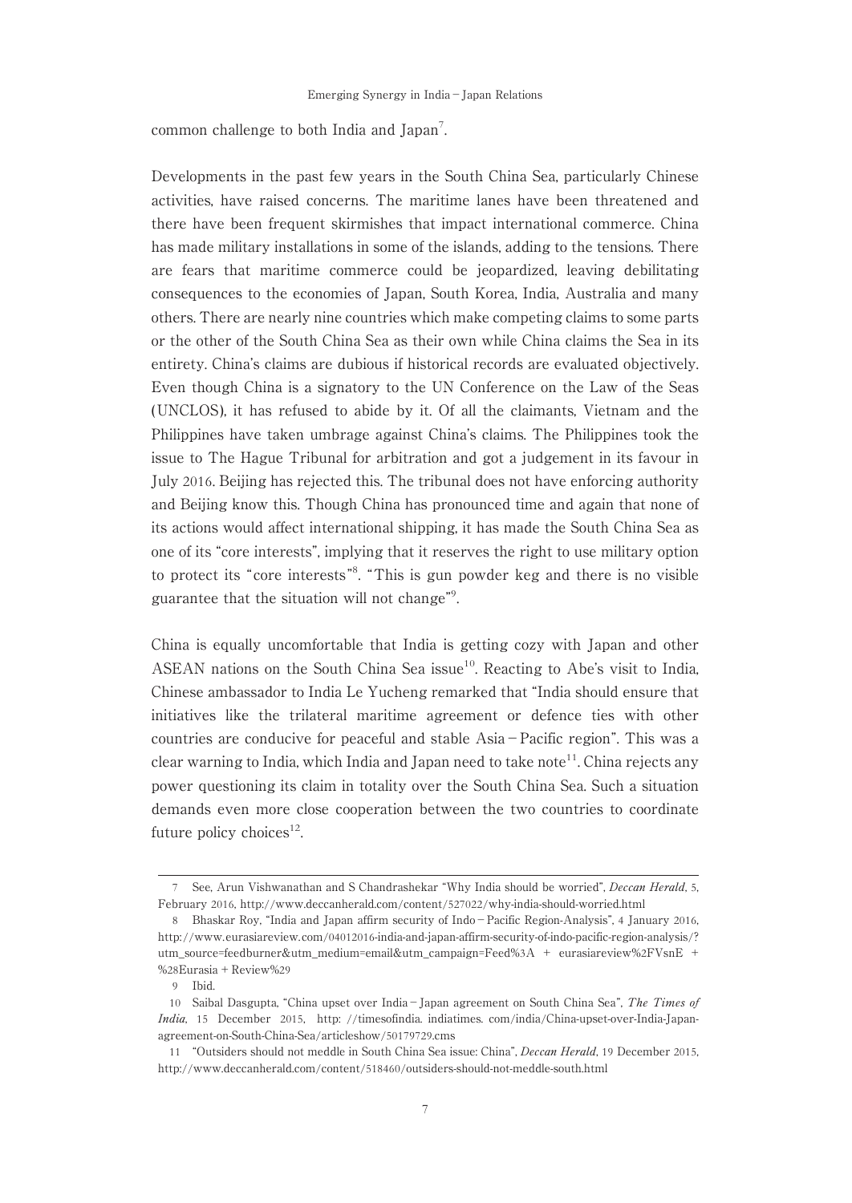common challenge to both India and Japan[7].

Developments in the past few years in the South China Sea, particularly Chinese activities, have raised concerns. The maritime lanes have been threatened and there have been frequent skirmishes that impact international commerce. China has made military installations in some of the islands, adding to the tensions. There are fears that maritime commerce could be jeopardized, leaving debilitating consequences to the economies of Japan, South Korea, India, Australia and many others. There are nearly nine countries which make competing claims to some parts or the other of the South China Sea as their own while China claims the Sea in its entirety. China's claims are dubious if historical records are evaluated objectively. Even though China is a signatory to the UN Conference on the Law of the Seas (UNCLOS), it has refused to abide by it. Of all the claimants, Vietnam and the Philippines have taken umbrage against China's claims. The Philippines took the issue to The Hague Tribunal for arbitration and got a judgement in its favour in July 2016. Beijing has rejected this. The tribunal does not have enforcing authority and Beijing know this. Though China has pronounced time and again that none of its actions would affect international shipping, it has made the South China Sea as one of its "core interests", implying that it reserves the right to use military option to protect its "core interests"[8]. "This is gun powder keg and there is no visible guarantee that the situation will not change"[9].

China is equally uncomfortable that India is getting cozy with Japan and other ASEAN nations on the South China Sea issue[10]. Reacting to Abe's visit to India, Chinese ambassador to India Le Yucheng remarked that "India should ensure that initiatives like the trilateral maritime agreement or defence ties with other countries are conducive for peaceful and stable Asia−Pacific region". This was a clear warning to India, which India and Japan need to take note[11]. China rejects any power questioning its claim in totality over the South China Sea. Such a situation demands even more close cooperation between the two countries to coordinate future policy choices[12].

---

7 See, Arun Vishwanathan and S Chandrashekar "Why India should be worried", *Deccan Herald*, 5, February 2016, http://www.deccanherald.com/content/527022/why-india-should-worried.html

8 Bhaskar Roy, "India and Japan affirm security of Indo−Pacific Region-Analysis", 4 January 2016, http://www.eurasiareview.com/04012016-india-and-japan-affirm-security-of-indo-pacific-region-analysis/?utm_source=feedburner&utm_medium=email&utm_campaign=Feed%3A + eurasiareview%2FVsnE + %28Eurasia + Review%29

9 Ibid.

10 Saibal Dasgupta, "China upset over India−Japan agreement on South China Sea", *The Times of India*, 15 December 2015, http: //timesofindia. indiatimes. com/india/China-upset-over-India-Japan-agreement-on-South-China-Sea/articleshow/50179729.cms

11 "Outsiders should not meddle in South China Sea issue: China", *Deccan Herald*, 19 December 2015, http://www.deccanherald.com/content/518460/outsiders-should-not-meddle-south.html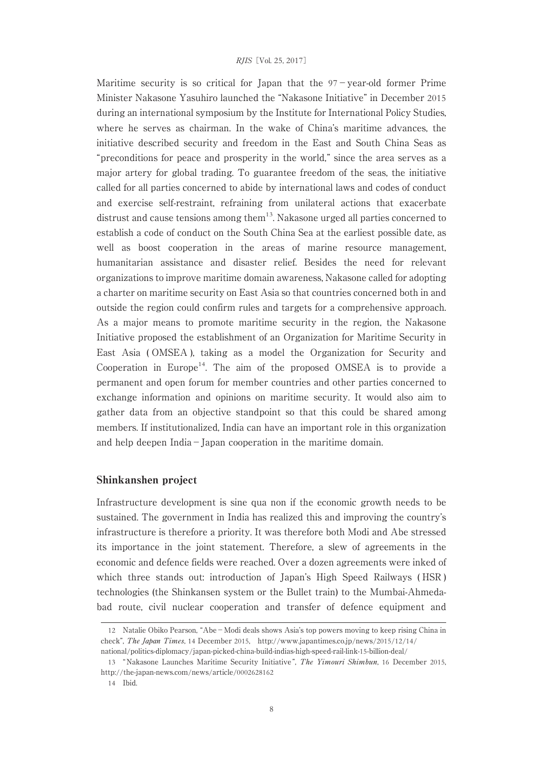Maritime security is so critical for Japan that the 97-year-old former Prime Minister Nakasone Yasuhiro launched the "Nakasone Initiative" in December 2015 during an international symposium by the Institute for International Policy Studies, where he serves as chairman. In the wake of China's maritime advances, the initiative described security and freedom in the East and South China Seas as "preconditions for peace and prosperity in the world," since the area serves as a major artery for global trading. To guarantee freedom of the seas, the initiative called for all parties concerned to abide by international laws and codes of conduct and exercise self-restraint, refraining from unilateral actions that exacerbate distrust and cause tensions among them[13]. Nakasone urged all parties concerned to establish a code of conduct on the South China Sea at the earliest possible date, as well as boost cooperation in the areas of marine resource management, humanitarian assistance and disaster relief. Besides the need for relevant organizations to improve maritime domain awareness, Nakasone called for adopting a charter on maritime security on East Asia so that countries concerned both in and outside the region could confirm rules and targets for a comprehensive approach. As a major means to promote maritime security in the region, the Nakasone Initiative proposed the establishment of an Organization for Maritime Security in East Asia (OMSEA), taking as a model the Organization for Security and Cooperation in Europe[14]. The aim of the proposed OMSEA is to provide a permanent and open forum for member countries and other parties concerned to exchange information and opinions on maritime security. It would also aim to gather data from an objective standpoint so that this could be shared among members. If institutionalized, India can have an important role in this organization and help deepen India-Japan cooperation in the maritime domain.

## Shinkanshen project

Infrastructure development is sine qua non if the economic growth needs to be sustained. The government in India has realized this and improving the country's infrastructure is therefore a priority. It was therefore both Modi and Abe stressed its importance in the joint statement. Therefore, a slew of agreements in the economic and defence fields were reached. Over a dozen agreements were inked of which three stands out: introduction of Japan's High Speed Railways (HSR) technologies (the Shinkansen system or the Bullet train) to the Mumbai-Ahmedabad route, civil nuclear cooperation and transfer of defence equipment and

12 Natalie Obiko Pearson, "Abe-Modi deals shows Asia's top powers moving to keep rising China in check", *The Japan Times*, 14 December 2015, http://www.japantimes.co.jp/news/2015/12/14/national/politics-diplomacy/japan-picked-china-build-indias-high-speed-rail-link-15-billion-deal/

13 "Nakasone Launches Maritime Security Initiative", *The Yimouri Shimbun*, 16 December 2015, http://the-japan-news.com/news/article/0002628162

14 Ibid.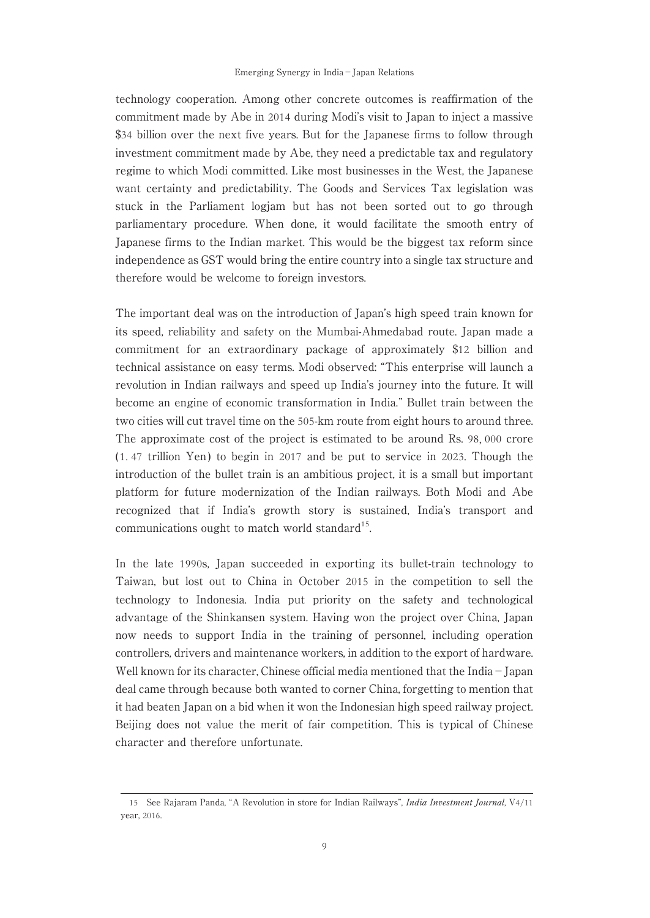technology cooperation. Among other concrete outcomes is reaffirmation of the commitment made by Abe in 2014 during Modi's visit to Japan to inject a massive $34 billion over the next five years. But for the Japanese firms to follow through investment commitment made by Abe, they need a predictable tax and regulatory regime to which Modi committed. Like most businesses in the West, the Japanese want certainty and predictability. The Goods and Services Tax legislation was stuck in the Parliament logjam but has not been sorted out to go through parliamentary procedure. When done, it would facilitate the smooth entry of Japanese firms to the Indian market. This would be the biggest tax reform since independence as GST would bring the entire country into a single tax structure and therefore would be welcome to foreign investors.

The important deal was on the introduction of Japan's high speed train known for its speed, reliability and safety on the Mumbai-Ahmedabad route. Japan made a commitment for an extraordinary package of approximately $12 billion and technical assistance on easy terms. Modi observed: "This enterprise will launch a revolution in Indian railways and speed up India's journey into the future. It will become an engine of economic transformation in India." Bullet train between the two cities will cut travel time on the 505-km route from eight hours to around three. The approximate cost of the project is estimated to be around Rs. 98, 000 crore (1. 47 trillion Yen) to begin in 2017 and be put to service in 2023. Though the introduction of the bullet train is an ambitious project, it is a small but important platform for future modernization of the Indian railways. Both Modi and Abe recognized that if India's growth story is sustained, India's transport and communications ought to match world standard[15].

In the late 1990s, Japan succeeded in exporting its bullet-train technology to Taiwan, but lost out to China in October 2015 in the competition to sell the technology to Indonesia. India put priority on the safety and technological advantage of the Shinkansen system. Having won the project over China, Japan now needs to support India in the training of personnel, including operation controllers, drivers and maintenance workers, in addition to the export of hardware. Well known for its character, Chinese official media mentioned that the India－Japan deal came through because both wanted to corner China, forgetting to mention that it had beaten Japan on a bid when it won the Indonesian high speed railway project. Beijing does not value the merit of fair competition. This is typical of Chinese character and therefore unfortunate.

---

15 See Rajaram Panda, "A Revolution in store for Indian Railways", *India Investment Journal*, V4/11 year, 2016.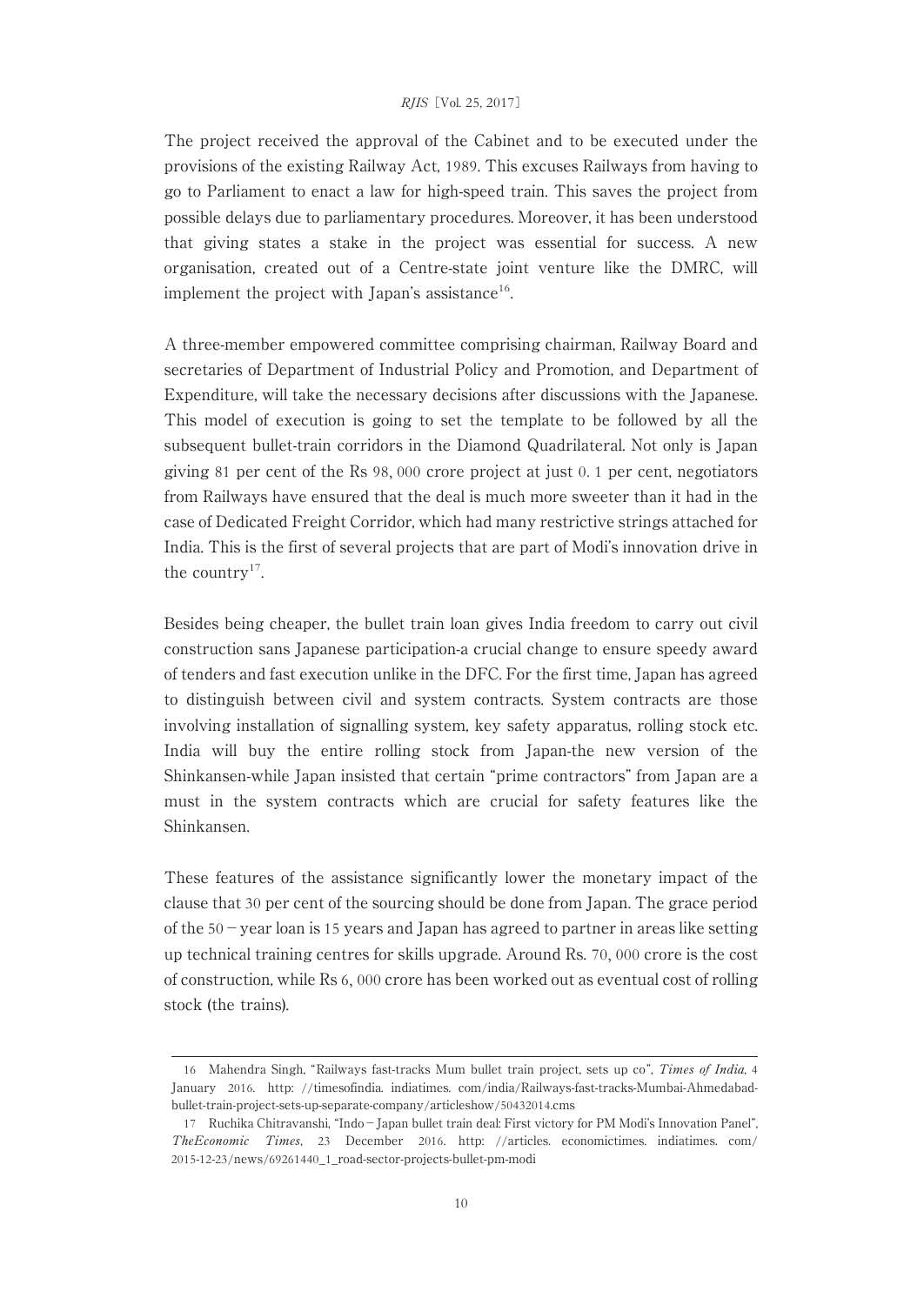The project received the approval of the Cabinet and to be executed under the provisions of the existing Railway Act, 1989. This excuses Railways from having to go to Parliament to enact a law for high-speed train. This saves the project from possible delays due to parliamentary procedures. Moreover, it has been understood that giving states a stake in the project was essential for success. A new organisation, created out of a Centre-state joint venture like the DMRC, will implement the project with Japan's assistance[16].

A three-member empowered committee comprising chairman, Railway Board and secretaries of Department of Industrial Policy and Promotion, and Department of Expenditure, will take the necessary decisions after discussions with the Japanese. This model of execution is going to set the template to be followed by all the subsequent bullet-train corridors in the Diamond Quadrilateral. Not only is Japan giving 81 per cent of the Rs 98, 000 crore project at just 0. 1 per cent, negotiators from Railways have ensured that the deal is much more sweeter than it had in the case of Dedicated Freight Corridor, which had many restrictive strings attached for India. This is the first of several projects that are part of Modi's innovation drive in the country[17].

Besides being cheaper, the bullet train loan gives India freedom to carry out civil construction sans Japanese participation-a crucial change to ensure speedy award of tenders and fast execution unlike in the DFC. For the first time, Japan has agreed to distinguish between civil and system contracts. System contracts are those involving installation of signalling system, key safety apparatus, rolling stock etc. India will buy the entire rolling stock from Japan-the new version of the Shinkansen-while Japan insisted that certain "prime contractors" from Japan are a must in the system contracts which are crucial for safety features like the Shinkansen.

These features of the assistance significantly lower the monetary impact of the clause that 30 per cent of the sourcing should be done from Japan. The grace period of the 50－year loan is 15 years and Japan has agreed to partner in areas like setting up technical training centres for skills upgrade. Around Rs. 70, 000 crore is the cost of construction, while Rs 6, 000 crore has been worked out as eventual cost of rolling stock (the trains).

---

16 Mahendra Singh, "Railways fast-tracks Mum bullet train project, sets up co", *Times of India*, 4 January 2016. http: //timesofindia. indiatimes. com/india/Railways-fast-tracks-Mumbai-Ahmedabad-bullet-train-project-sets-up-separate-company/articleshow/50432014.cms

17 Ruchika Chitravanshi, "Indo－Japan bullet train deal: First victory for PM Modi's Innovation Panel", *TheEconomic Times*, 23 December 2016. http: //articles. economictimes. indiatimes. com/ 2015-12-23/news/69261440_1_road-sector-projects-bullet-pm-modi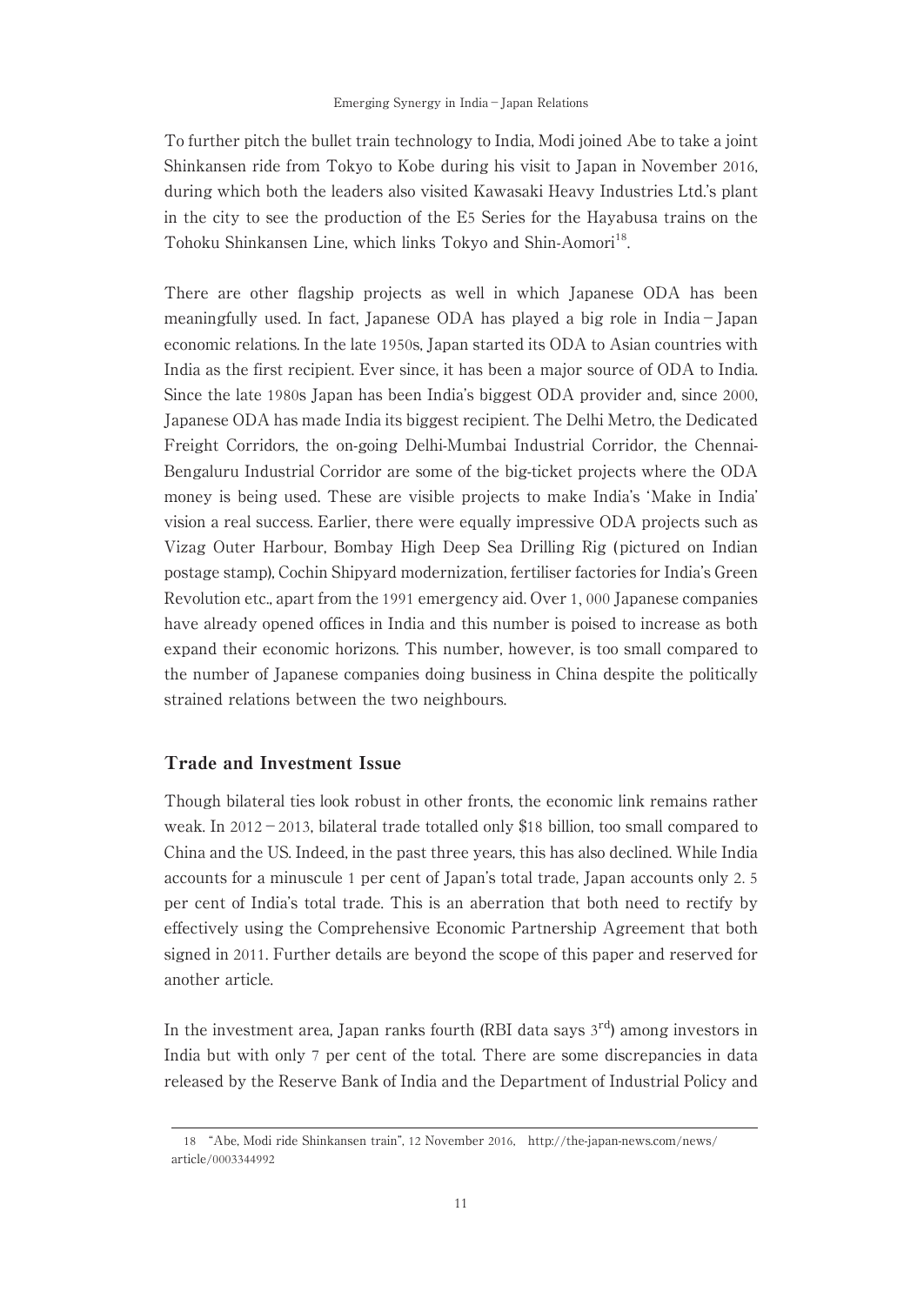To further pitch the bullet train technology to India, Modi joined Abe to take a joint Shinkansen ride from Tokyo to Kobe during his visit to Japan in November 2016, during which both the leaders also visited Kawasaki Heavy Industries Ltd.'s plant in the city to see the production of the E5 Series for the Hayabusa trains on the Tohoku Shinkansen Line, which links Tokyo and Shin-Aomori[18].

There are other flagship projects as well in which Japanese ODA has been meaningfully used. In fact, Japanese ODA has played a big role in India – Japan economic relations. In the late 1950s, Japan started its ODA to Asian countries with India as the first recipient. Ever since, it has been a major source of ODA to India. Since the late 1980s Japan has been India's biggest ODA provider and, since 2000, Japanese ODA has made India its biggest recipient. The Delhi Metro, the Dedicated Freight Corridors, the on-going Delhi-Mumbai Industrial Corridor, the Chennai-Bengaluru Industrial Corridor are some of the big-ticket projects where the ODA money is being used. These are visible projects to make India's 'Make in India' vision a real success. Earlier, there were equally impressive ODA projects such as Vizag Outer Harbour, Bombay High Deep Sea Drilling Rig (pictured on Indian postage stamp), Cochin Shipyard modernization, fertiliser factories for India's Green Revolution etc., apart from the 1991 emergency aid. Over 1, 000 Japanese companies have already opened offices in India and this number is poised to increase as both expand their economic horizons. This number, however, is too small compared to the number of Japanese companies doing business in China despite the politically strained relations between the two neighbours.

## Trade and Investment Issue

Though bilateral ties look robust in other fronts, the economic link remains rather weak. In 2012 – 2013, bilateral trade totalled only $18 billion, too small compared to China and the US. Indeed, in the past three years, this has also declined. While India accounts for a minuscule 1 per cent of Japan's total trade, Japan accounts only 2. 5 per cent of India's total trade. This is an aberration that both need to rectify by effectively using the Comprehensive Economic Partnership Agreement that both signed in 2011. Further details are beyond the scope of this paper and reserved for another article.

In the investment area, Japan ranks fourth (RBI data says 3rd) among investors in India but with only 7 per cent of the total. There are some discrepancies in data released by the Reserve Bank of India and the Department of Industrial Policy and

---

18 "Abe, Modi ride Shinkansen train", 12 November 2016, http://the-japan-news.com/news/article/0003344992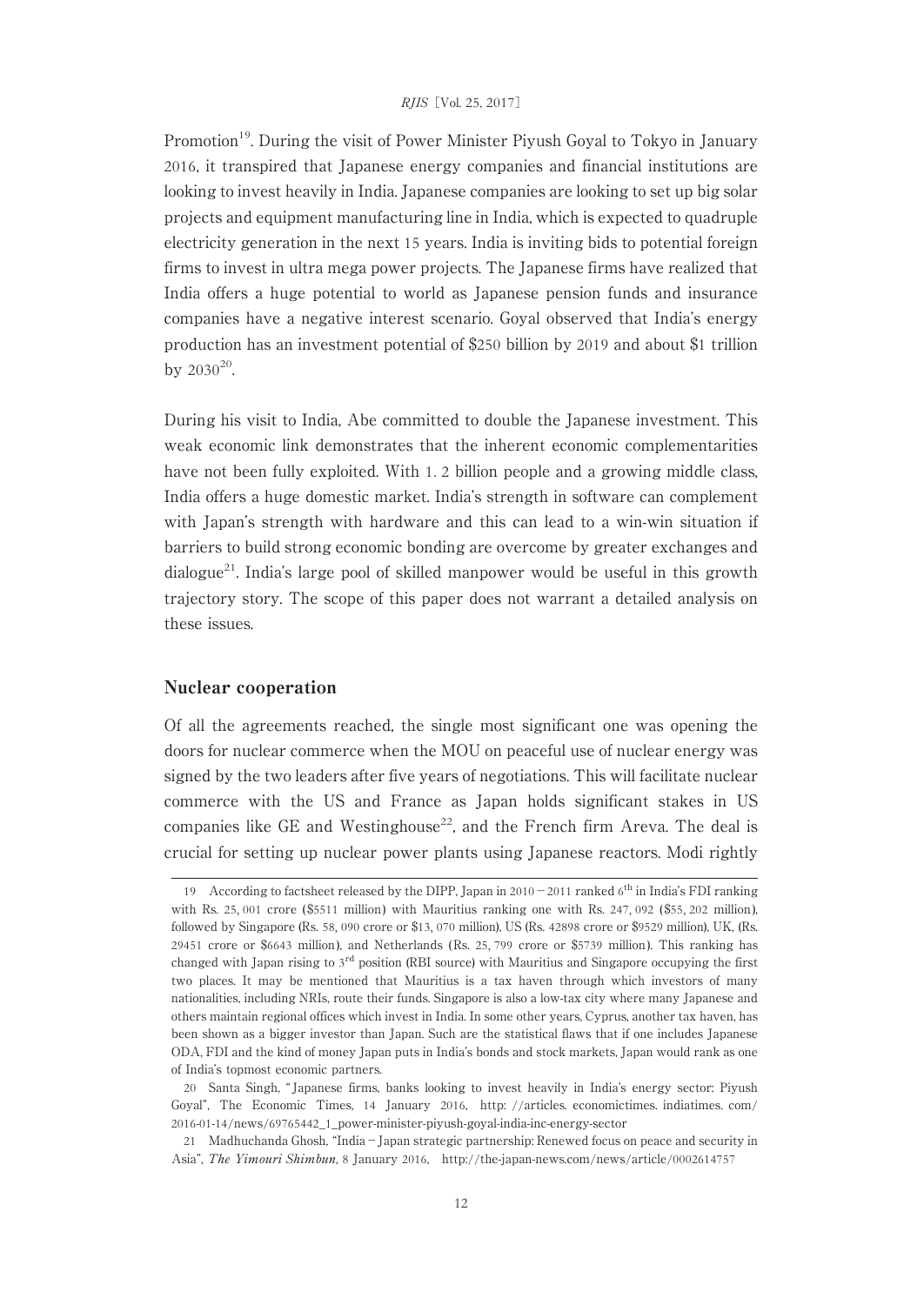Promotion[19]. During the visit of Power Minister Piyush Goyal to Tokyo in January 2016, it transpired that Japanese energy companies and financial institutions are looking to invest heavily in India. Japanese companies are looking to set up big solar projects and equipment manufacturing line in India, which is expected to quadruple electricity generation in the next 15 years. India is inviting bids to potential foreign firms to invest in ultra mega power projects. The Japanese firms have realized that India offers a huge potential to world as Japanese pension funds and insurance companies have a negative interest scenario. Goyal observed that India's energy production has an investment potential of $250 billion by 2019 and about $1 trillion by 2030[20].

During his visit to India, Abe committed to double the Japanese investment. This weak economic link demonstrates that the inherent economic complementarities have not been fully exploited. With 1. 2 billion people and a growing middle class, India offers a huge domestic market. India's strength in software can complement with Japan's strength with hardware and this can lead to a win-win situation if barriers to build strong economic bonding are overcome by greater exchanges and dialogue[21]. India's large pool of skilled manpower would be useful in this growth trajectory story. The scope of this paper does not warrant a detailed analysis on these issues.

## Nuclear cooperation

Of all the agreements reached, the single most significant one was opening the doors for nuclear commerce when the MOU on peaceful use of nuclear energy was signed by the two leaders after five years of negotiations. This will facilitate nuclear commerce with the US and France as Japan holds significant stakes in US companies like GE and Westinghouse[22], and the French firm Areva. The deal is crucial for setting up nuclear power plants using Japanese reactors. Modi rightly

---

19 According to factsheet released by the DIPP, Japan in 2010 – 2011 ranked 6th in India's FDI ranking with Rs. 25, 001 crore ($5511 million) with Mauritius ranking one with Rs. 247, 092 ($55, 202 million), followed by Singapore (Rs. 58, 090 crore or $13, 070 million), US (Rs. 42898 crore or $9529 million), UK, (Rs. 29451 crore or $6643 million), and Netherlands (Rs. 25, 799 crore or $5739 million). This ranking has changed with Japan rising to 3rd position (RBI source) with Mauritius and Singapore occupying the first two places. It may be mentioned that Mauritius is a tax haven through which investors of many nationalities, including NRIs, route their funds. Singapore is also a low-tax city where many Japanese and others maintain regional offices which invest in India. In some other years, Cyprus, another tax haven, has been shown as a bigger investor than Japan. Such are the statistical flaws that if one includes Japanese ODA, FDI and the kind of money Japan puts in India's bonds and stock markets, Japan would rank as one of India's topmost economic partners.

20 Santa Singh, "Japanese firms, banks looking to invest heavily in India's energy sector: Piyush Goyal", The Economic Times, 14 January 2016, http: //articles. economictimes. indiatimes. com/2016-01-14/news/69765442_1_power-minister-piyush-goyal-india-inc-energy-sector

21 Madhuchanda Ghosh, "India – Japan strategic partnership: Renewed focus on peace and security in Asia", *The Yimouri Shimbun*, 8 January 2016, http://the-japan-news.com/news/article/0002614757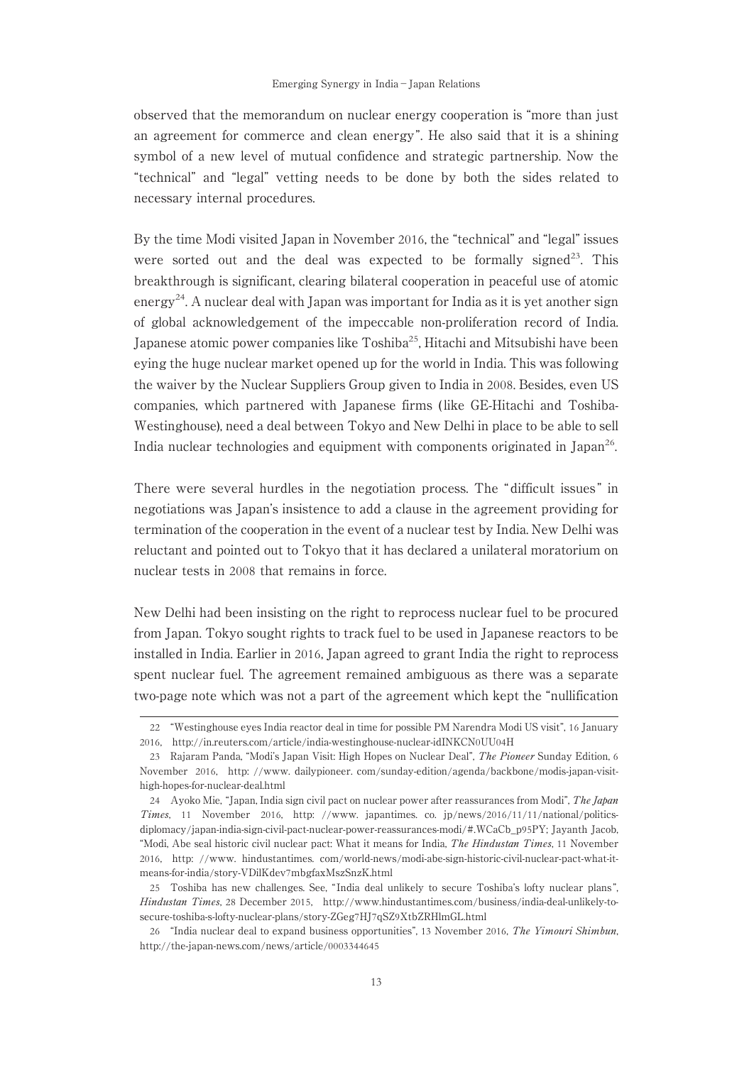observed that the memorandum on nuclear energy cooperation is "more than just an agreement for commerce and clean energy". He also said that it is a shining symbol of a new level of mutual confidence and strategic partnership. Now the "technical" and "legal" vetting needs to be done by both the sides related to necessary internal procedures.

By the time Modi visited Japan in November 2016, the "technical" and "legal" issues were sorted out and the deal was expected to be formally signed[23]. This breakthrough is significant, clearing bilateral cooperation in peaceful use of atomic energy[24]. A nuclear deal with Japan was important for India as it is yet another sign of global acknowledgement of the impeccable non-proliferation record of India. Japanese atomic power companies like Toshiba[25], Hitachi and Mitsubishi have been eying the huge nuclear market opened up for the world in India. This was following the waiver by the Nuclear Suppliers Group given to India in 2008. Besides, even US companies, which partnered with Japanese firms (like GE-Hitachi and Toshiba-Westinghouse), need a deal between Tokyo and New Delhi in place to be able to sell India nuclear technologies and equipment with components originated in Japan[26].

There were several hurdles in the negotiation process. The "difficult issues" in negotiations was Japan's insistence to add a clause in the agreement providing for termination of the cooperation in the event of a nuclear test by India. New Delhi was reluctant and pointed out to Tokyo that it has declared a unilateral moratorium on nuclear tests in 2008 that remains in force.

New Delhi had been insisting on the right to reprocess nuclear fuel to be procured from Japan. Tokyo sought rights to track fuel to be used in Japanese reactors to be installed in India. Earlier in 2016, Japan agreed to grant India the right to reprocess spent nuclear fuel. The agreement remained ambiguous as there was a separate two-page note which was not a part of the agreement which kept the "nullification

---

22 "Westinghouse eyes India reactor deal in time for possible PM Narendra Modi US visit", 16 January 2016, http://in.reuters.com/article/india-westinghouse-nuclear-idINKCN0UU04H

23 Rajaram Panda, "Modi's Japan Visit: High Hopes on Nuclear Deal", *The Pioneer* Sunday Edition, 6 November 2016, http://www.dailypioneer.com/sunday-edition/agenda/backbone/modis-japan-visit-high-hopes-for-nuclear-deal.html

24 Ayoko Mie, "Japan, India sign civil pact on nuclear power after reassurances from Modi", *The Japan Times*, 11 November 2016, http://www.japantimes.co.jp/news/2016/11/11/national/politics-diplomacy/japan-india-sign-civil-pact-nuclear-power-reassurances-modi/#.WCaCb_p95PY; Jayanth Jacob, "Modi, Abe seal historic civil nuclear pact: What it means for India, *The Hindustan Times*, 11 November 2016, http://www.hindustantimes.com/world-news/modi-abe-sign-historic-civil-nuclear-pact-what-it-means-for-india/story-VDilKdev7mbgfaxMszSnzK.html

25 Toshiba has new challenges. See, "India deal unlikely to secure Toshiba's lofty nuclear plans", *Hindustan Times*, 28 December 2015, http://www.hindustantimes.com/business/india-deal-unlikely-to-secure-toshiba-s-lofty-nuclear-plans/story-ZGeg7HJ7qSZ9XtbZRHlmGL.html

26 "India nuclear deal to expand business opportunities", 13 November 2016, *The Yimouri Shimbun*, http://the-japan-news.com/news/article/0003344645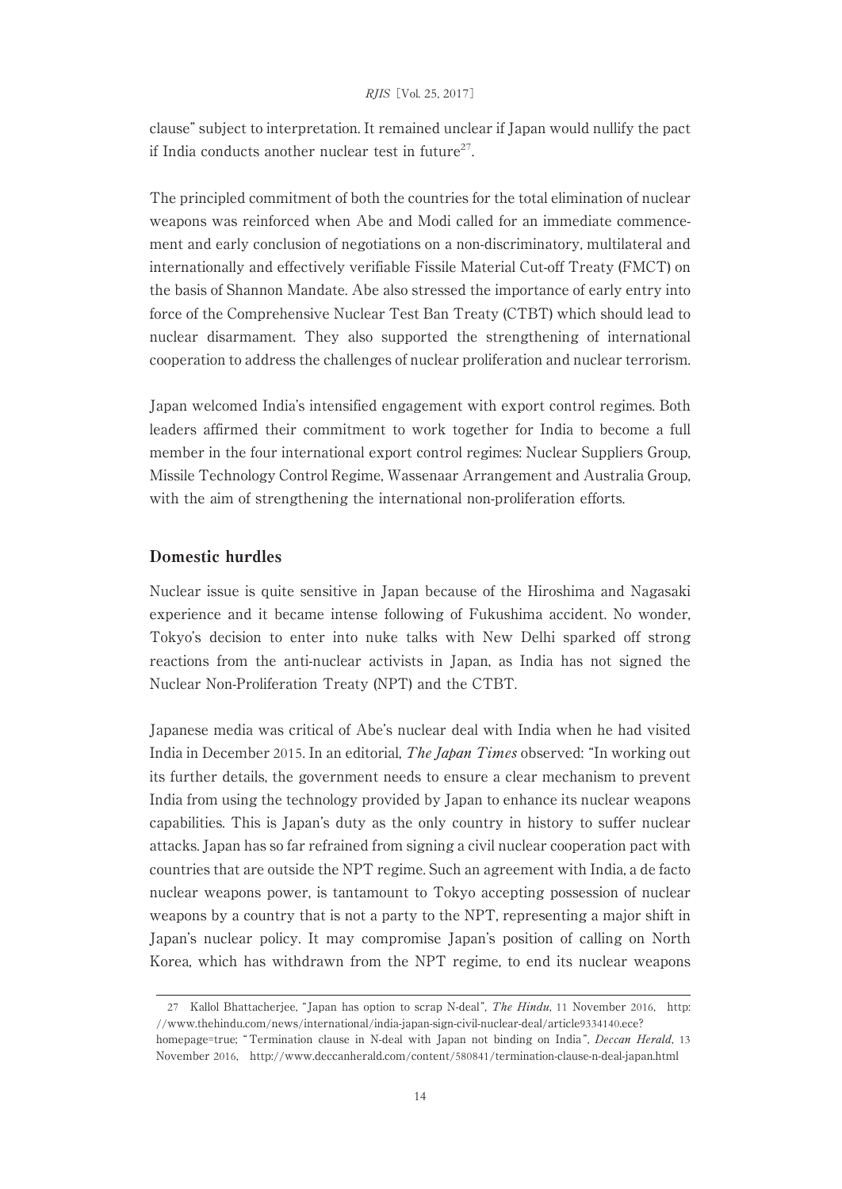clause" subject to interpretation. It remained unclear if Japan would nullify the pact if India conducts another nuclear test in future[27].

The principled commitment of both the countries for the total elimination of nuclear weapons was reinforced when Abe and Modi called for an immediate commencement and early conclusion of negotiations on a non-discriminatory, multilateral and internationally and effectively verifiable Fissile Material Cut-off Treaty (FMCT) on the basis of Shannon Mandate. Abe also stressed the importance of early entry into force of the Comprehensive Nuclear Test Ban Treaty (CTBT) which should lead to nuclear disarmament. They also supported the strengthening of international cooperation to address the challenges of nuclear proliferation and nuclear terrorism.

Japan welcomed India's intensified engagement with export control regimes. Both leaders affirmed their commitment to work together for India to become a full member in the four international export control regimes: Nuclear Suppliers Group, Missile Technology Control Regime, Wassenaar Arrangement and Australia Group, with the aim of strengthening the international non-proliferation efforts.

## Domestic hurdles

Nuclear issue is quite sensitive in Japan because of the Hiroshima and Nagasaki experience and it became intense following of Fukushima accident. No wonder, Tokyo's decision to enter into nuke talks with New Delhi sparked off strong reactions from the anti-nuclear activists in Japan, as India has not signed the Nuclear Non-Proliferation Treaty (NPT) and the CTBT.

Japanese media was critical of Abe's nuclear deal with India when he had visited India in December 2015. In an editorial, *The Japan Times* observed: "In working out its further details, the government needs to ensure a clear mechanism to prevent India from using the technology provided by Japan to enhance its nuclear weapons capabilities. This is Japan's duty as the only country in history to suffer nuclear attacks. Japan has so far refrained from signing a civil nuclear cooperation pact with countries that are outside the NPT regime. Such an agreement with India, a de facto nuclear weapons power, is tantamount to Tokyo accepting possession of nuclear weapons by a country that is not a party to the NPT, representing a major shift in Japan's nuclear policy. It may compromise Japan's position of calling on North Korea, which has withdrawn from the NPT regime, to end its nuclear weapons

---

27 Kallol Bhattacherjee, "Japan has option to scrap N-deal", *The Hindu*, 11 November 2016, http://www.thehindu.com/news/international/india-japan-sign-civil-nuclear-deal/article9334140.ece?homepage=true; "Termination clause in N-deal with Japan not binding on India", *Deccan Herald*, 13 November 2016, http://www.deccanherald.com/content/580841/termination-clause-n-deal-japan.html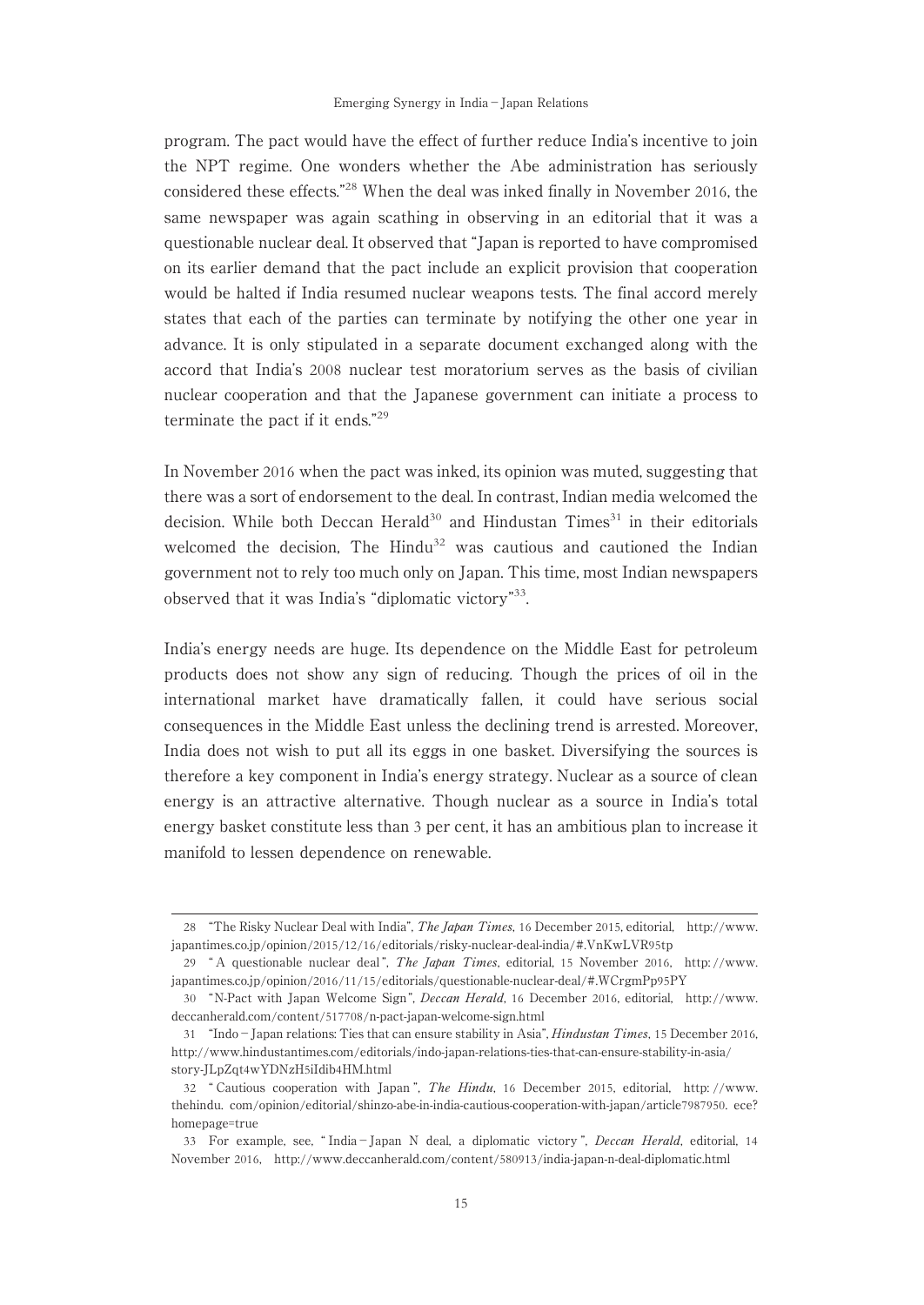program. The pact would have the effect of further reduce India's incentive to join the NPT regime. One wonders whether the Abe administration has seriously considered these effects."[28] When the deal was inked finally in November 2016, the same newspaper was again scathing in observing in an editorial that it was a questionable nuclear deal. It observed that "Japan is reported to have compromised on its earlier demand that the pact include an explicit provision that cooperation would be halted if India resumed nuclear weapons tests. The final accord merely states that each of the parties can terminate by notifying the other one year in advance. It is only stipulated in a separate document exchanged along with the accord that India's 2008 nuclear test moratorium serves as the basis of civilian nuclear cooperation and that the Japanese government can initiate a process to terminate the pact if it ends."[29]

In November 2016 when the pact was inked, its opinion was muted, suggesting that there was a sort of endorsement to the deal. In contrast, Indian media welcomed the decision. While both Deccan Herald[30] and Hindustan Times[31] in their editorials welcomed the decision, The Hindu[32] was cautious and cautioned the Indian government not to rely too much only on Japan. This time, most Indian newspapers observed that it was India's "diplomatic victory"[33].

India's energy needs are huge. Its dependence on the Middle East for petroleum products does not show any sign of reducing. Though the prices of oil in the international market have dramatically fallen, it could have serious social consequences in the Middle East unless the declining trend is arrested. Moreover, India does not wish to put all its eggs in one basket. Diversifying the sources is therefore a key component in India's energy strategy. Nuclear as a source of clean energy is an attractive alternative. Though nuclear as a source in India's total energy basket constitute less than 3 per cent, it has an ambitious plan to increase it manifold to lessen dependence on renewable.

---

28 "The Risky Nuclear Deal with India", *The Japan Times*, 16 December 2015, editorial, http://www.japantimes.co.jp/opinion/2015/12/16/editorials/risky-nuclear-deal-india/#.VnKwLVR95tp

29 "A questionable nuclear deal", *The Japan Times*, editorial, 15 November 2016, http://www.japantimes.co.jp/opinion/2016/11/15/editorials/questionable-nuclear-deal/#.WCrgmPp95PY

30 "N-Pact with Japan Welcome Sign", *Deccan Herald*, 16 December 2016, editorial, http://www.deccanherald.com/content/517708/n-pact-japan-welcome-sign.html

31 "Indo – Japan relations: Ties that can ensure stability in Asia", *Hindustan Times*, 15 December 2016, http://www.hindustantimes.com/editorials/indo-japan-relations-ties-that-can-ensure-stability-in-asia/story-JLpZqt4wYDNzH5iIdib4HM.html

32 "Cautious cooperation with Japan", *The Hindu*, 16 December 2015, editorial, http://www.thehindu.com/opinion/editorial/shinzo-abe-in-india-cautious-cooperation-with-japan/article7987950.ece?homepage=true

33 For example, see, "India – Japan N deal, a diplomatic victory", *Deccan Herald*, editorial, 14 November 2016, http://www.deccanherald.com/content/580913/india-japan-n-deal-diplomatic.html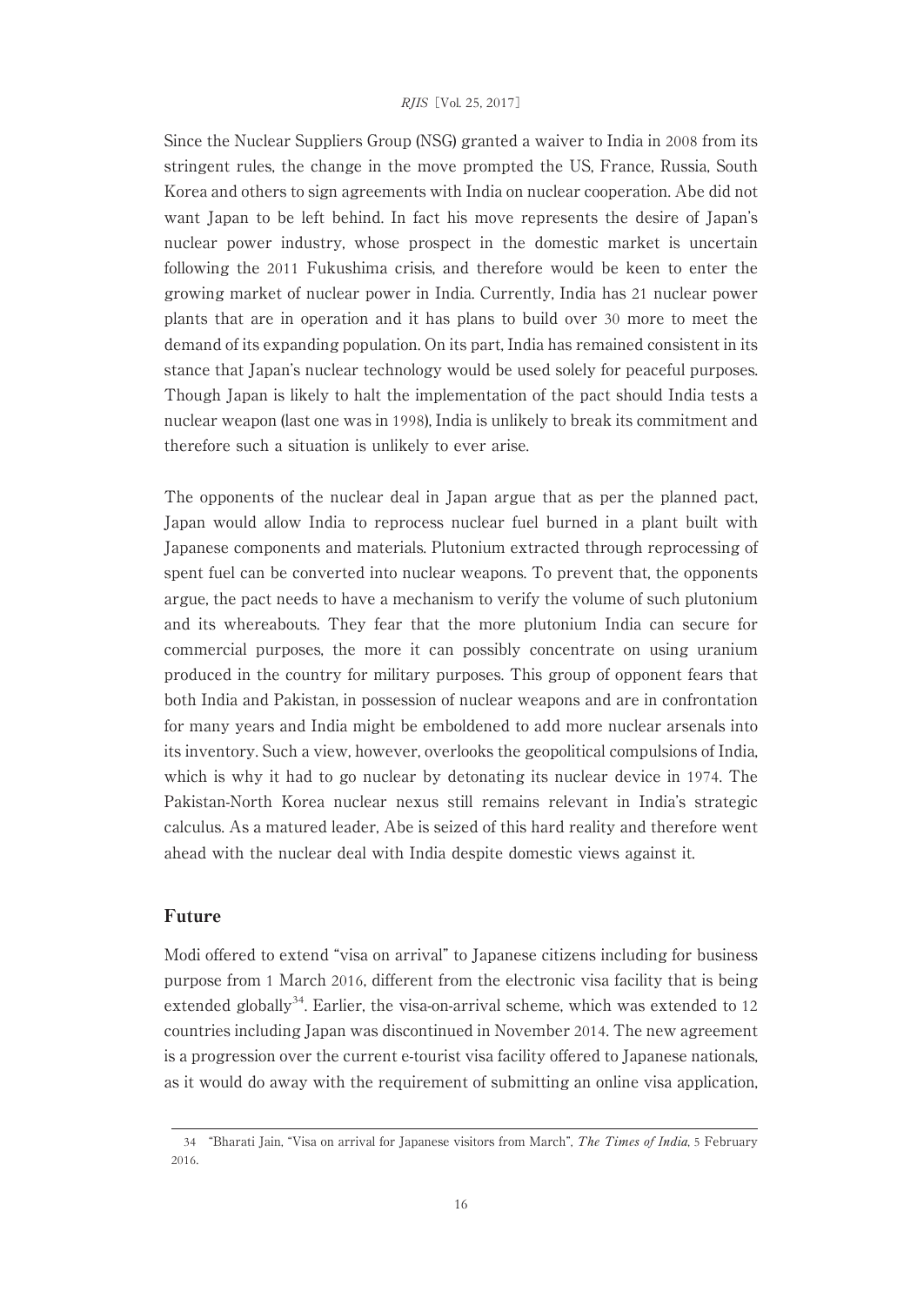Since the Nuclear Suppliers Group (NSG) granted a waiver to India in 2008 from its stringent rules, the change in the move prompted the US, France, Russia, South Korea and others to sign agreements with India on nuclear cooperation. Abe did not want Japan to be left behind. In fact his move represents the desire of Japan's nuclear power industry, whose prospect in the domestic market is uncertain following the 2011 Fukushima crisis, and therefore would be keen to enter the growing market of nuclear power in India. Currently, India has 21 nuclear power plants that are in operation and it has plans to build over 30 more to meet the demand of its expanding population. On its part, India has remained consistent in its stance that Japan's nuclear technology would be used solely for peaceful purposes. Though Japan is likely to halt the implementation of the pact should India tests a nuclear weapon (last one was in 1998), India is unlikely to break its commitment and therefore such a situation is unlikely to ever arise.

The opponents of the nuclear deal in Japan argue that as per the planned pact, Japan would allow India to reprocess nuclear fuel burned in a plant built with Japanese components and materials. Plutonium extracted through reprocessing of spent fuel can be converted into nuclear weapons. To prevent that, the opponents argue, the pact needs to have a mechanism to verify the volume of such plutonium and its whereabouts. They fear that the more plutonium India can secure for commercial purposes, the more it can possibly concentrate on using uranium produced in the country for military purposes. This group of opponent fears that both India and Pakistan, in possession of nuclear weapons and are in confrontation for many years and India might be emboldened to add more nuclear arsenals into its inventory. Such a view, however, overlooks the geopolitical compulsions of India, which is why it had to go nuclear by detonating its nuclear device in 1974. The Pakistan-North Korea nuclear nexus still remains relevant in India's strategic calculus. As a matured leader, Abe is seized of this hard reality and therefore went ahead with the nuclear deal with India despite domestic views against it.

## Future

Modi offered to extend "visa on arrival" to Japanese citizens including for business purpose from 1 March 2016, different from the electronic visa facility that is being extended globally[34]. Earlier, the visa-on-arrival scheme, which was extended to 12 countries including Japan was discontinued in November 2014. The new agreement is a progression over the current e-tourist visa facility offered to Japanese nationals, as it would do away with the requirement of submitting an online visa application,

---

34 "Bharati Jain, "Visa on arrival for Japanese visitors from March", *The Times of India*, 5 February 2016.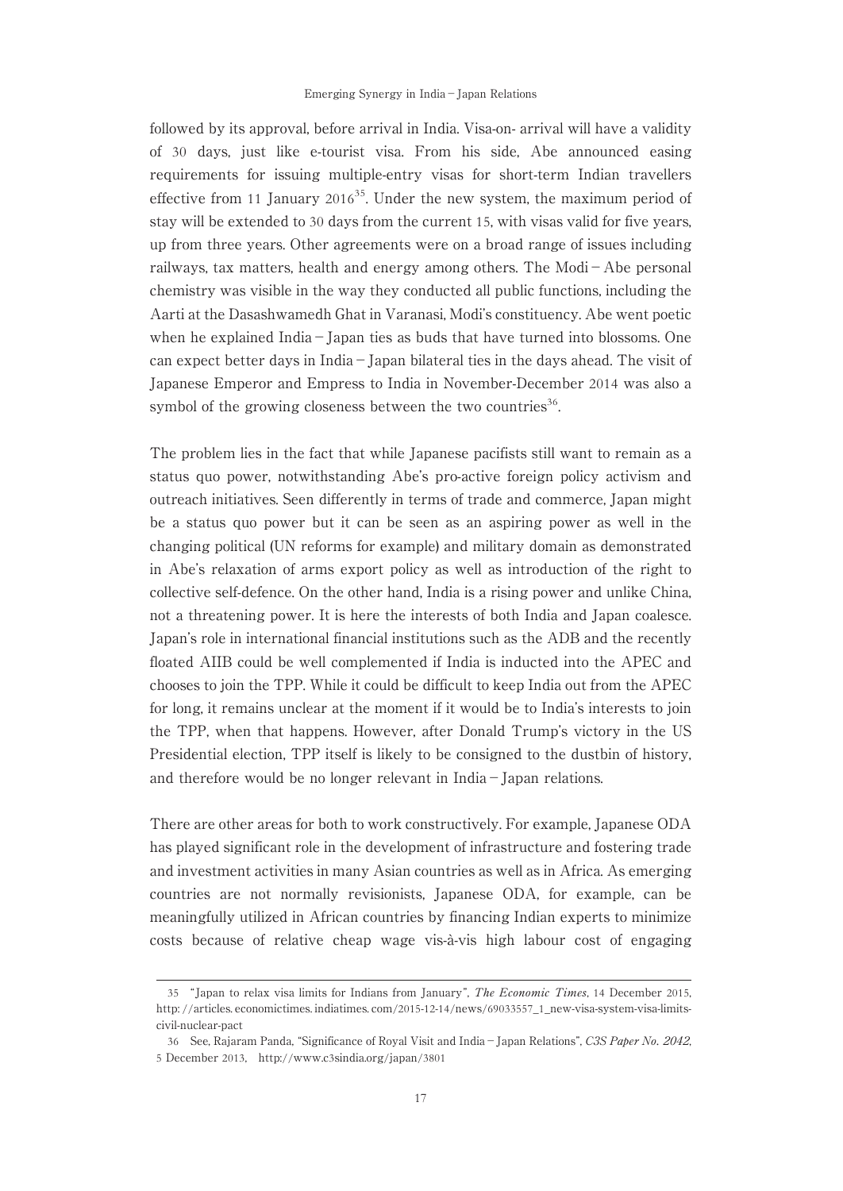followed by its approval, before arrival in India. Visa-on- arrival will have a validity of 30 days, just like e-tourist visa. From his side, Abe announced easing requirements for issuing multiple-entry visas for short-term Indian travellers effective from 11 January 2016[35]. Under the new system, the maximum period of stay will be extended to 30 days from the current 15, with visas valid for five years, up from three years. Other agreements were on a broad range of issues including railways, tax matters, health and energy among others. The Modi－Abe personal chemistry was visible in the way they conducted all public functions, including the Aarti at the Dasashwamedh Ghat in Varanasi, Modi's constituency. Abe went poetic when he explained India－Japan ties as buds that have turned into blossoms. One can expect better days in India－Japan bilateral ties in the days ahead. The visit of Japanese Emperor and Empress to India in November-December 2014 was also a symbol of the growing closeness between the two countries[36].

The problem lies in the fact that while Japanese pacifists still want to remain as a status quo power, notwithstanding Abe's pro-active foreign policy activism and outreach initiatives. Seen differently in terms of trade and commerce, Japan might be a status quo power but it can be seen as an aspiring power as well in the changing political (UN reforms for example) and military domain as demonstrated in Abe's relaxation of arms export policy as well as introduction of the right to collective self-defence. On the other hand, India is a rising power and unlike China, not a threatening power. It is here the interests of both India and Japan coalesce. Japan's role in international financial institutions such as the ADB and the recently floated AIIB could be well complemented if India is inducted into the APEC and chooses to join the TPP. While it could be difficult to keep India out from the APEC for long, it remains unclear at the moment if it would be to India's interests to join the TPP, when that happens. However, after Donald Trump's victory in the US Presidential election, TPP itself is likely to be consigned to the dustbin of history, and therefore would be no longer relevant in India－Japan relations.

There are other areas for both to work constructively. For example, Japanese ODA has played significant role in the development of infrastructure and fostering trade and investment activities in many Asian countries as well as in Africa. As emerging countries are not normally revisionists, Japanese ODA, for example, can be meaningfully utilized in African countries by financing Indian experts to minimize costs because of relative cheap wage vis-à-vis high labour cost of engaging

---

35 "Japan to relax visa limits for Indians from January", *The Economic Times*, 14 December 2015, http://articles.economictimes.indiatimes.com/2015-12-14/news/69033557_1_new-visa-system-visa-limits-civil-nuclear-pact

36 See, Rajaram Panda, "Significance of Royal Visit and India－Japan Relations", *C3S Paper No. 2042*, 5 December 2013, http://www.c3sindia.org/japan/3801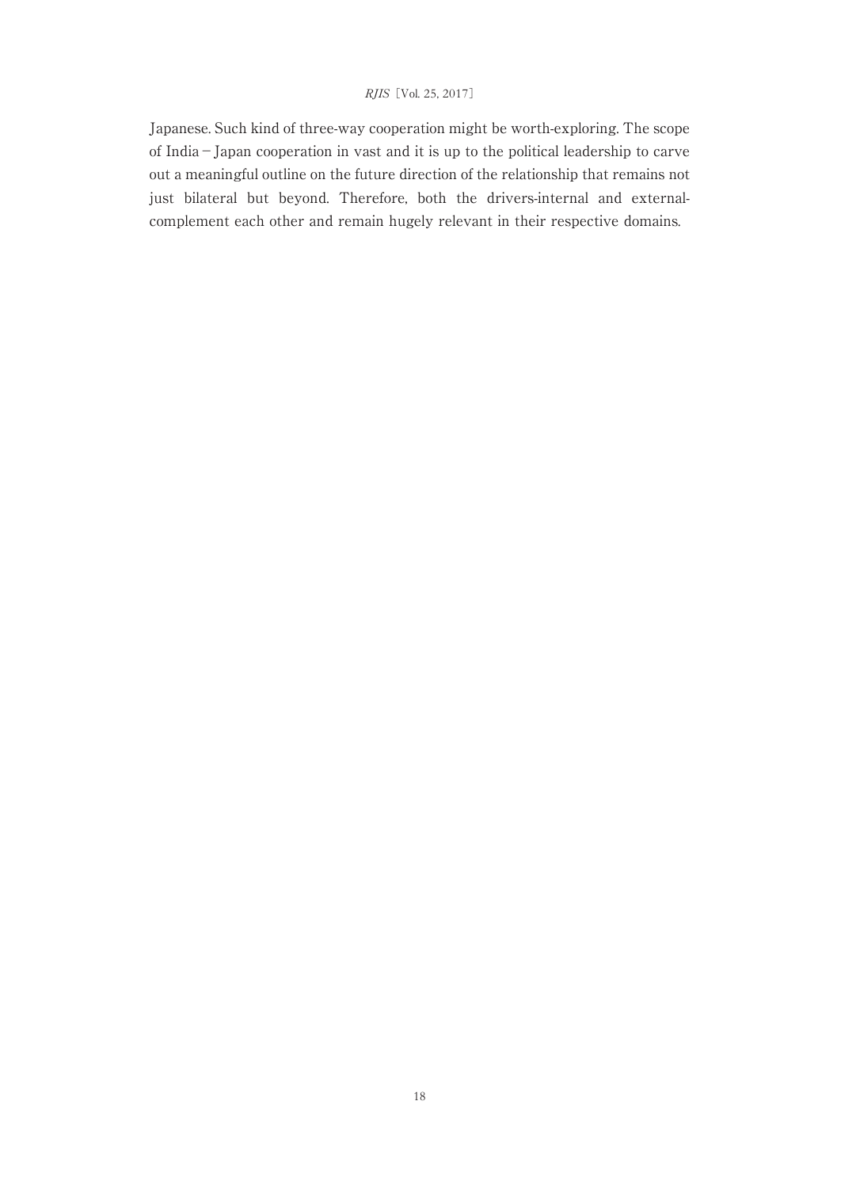Japanese. Such kind of three-way cooperation might be worth-exploring. The scope of India－Japan cooperation in vast and it is up to the political leadership to carve out a meaningful outline on the future direction of the relationship that remains not just bilateral but beyond. Therefore, both the drivers-internal and external-complement each other and remain hugely relevant in their respective domains.